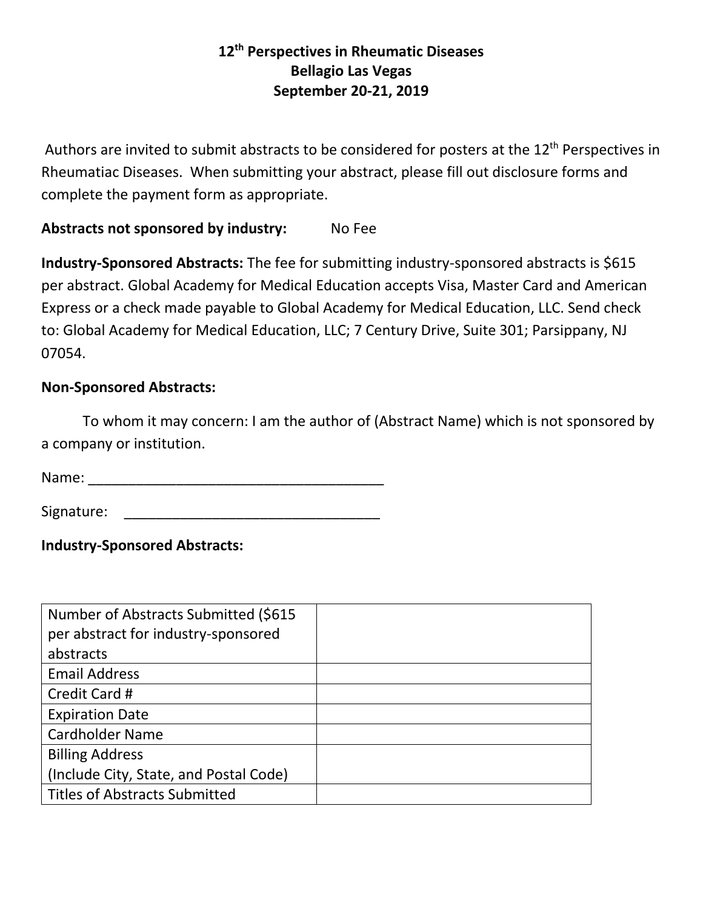# 12th Perspectives in Rheumatic Diseases
## Bellagio Las Vegas
## September 20-21, 2019

Authors are invited to submit abstracts to be considered for posters at the 12th Perspectives in Rheumatiac Diseases. When submitting your abstract, please fill out disclosure forms and complete the payment form as appropriate.

**Abstracts not sponsored by industry:** No Fee

**Industry-Sponsored Abstracts:** The fee for submitting industry-sponsored abstracts is $615 per abstract. Global Academy for Medical Education accepts Visa, Master Card and American Express or a check made payable to Global Academy for Medical Education, LLC. Send check to: Global Academy for Medical Education, LLC; 7 Century Drive, Suite 301; Parsippany, NJ 07054.

**Non-Sponsored Abstracts:**

To whom it may concern: I am the author of (Abstract Name) which is not sponsored by a company or institution.

Name: ______________________________________

Signature: ________________________________

**Industry-Sponsored Abstracts:**

| Number of Abstracts Submitted ($615 per abstract for industry-sponsored abstracts | |
|---|---|
| Email Address | |
| Credit Card # | |
| Expiration Date | |
| Cardholder Name | |
| Billing Address (Include City, State, and Postal Code) | |
| Titles of Abstracts Submitted | |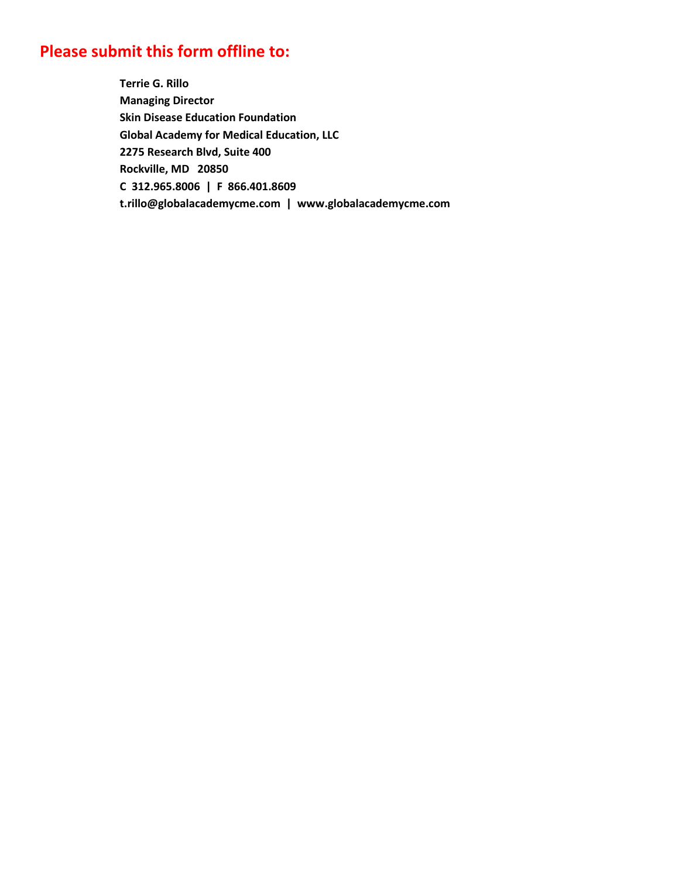## Please submit this form offline to:

**Terrie G. Rillo**
**Managing Director**
**Skin Disease Education Foundation**
**Global Academy for Medical Education, LLC**
**2275 Research Blvd, Suite 400**
**Rockville, MD 20850**
**C 312.965.8006 | F 866.401.8609**
**t.rillo@globalacademycme.com | www.globalacademycme.com**